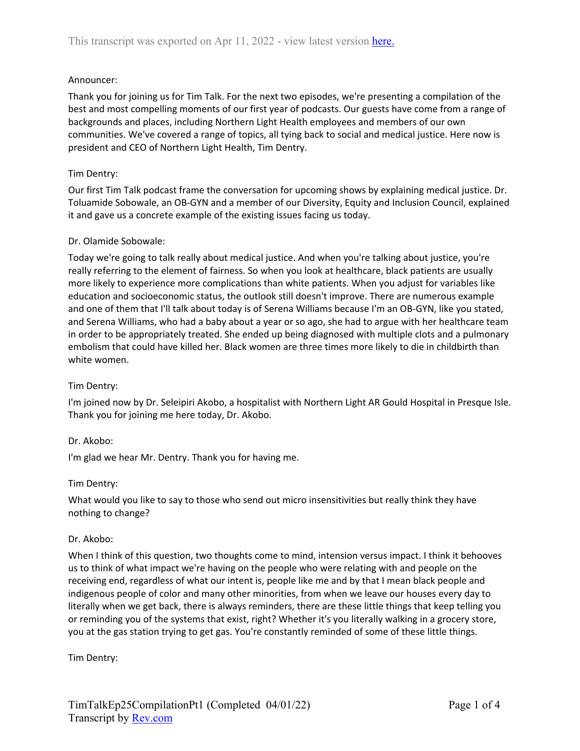This transcript was exported on Apr 11, 2022 - view latest version [here.](here.)

Announcer:

Thank you for joining us for Tim Talk. For the next two episodes, we're presenting a compilation of the best and most compelling moments of our first year of podcasts. Our guests have come from a range of backgrounds and places, including Northern Light Health employees and members of our own communities. We've covered a range of topics, all tying back to social and medical justice. Here now is president and CEO of Northern Light Health, Tim Dentry.

Tim Dentry:

Our first Tim Talk podcast frame the conversation for upcoming shows by explaining medical justice. Dr. Toluamide Sobowale, an OB-GYN and a member of our Diversity, Equity and Inclusion Council, explained it and gave us a concrete example of the existing issues facing us today.

Dr. Olamide Sobowale:

Today we're going to talk really about medical justice. And when you're talking about justice, you're really referring to the element of fairness. So when you look at healthcare, black patients are usually more likely to experience more complications than white patients. When you adjust for variables like education and socioeconomic status, the outlook still doesn't improve. There are numerous example and one of them that I'll talk about today is of Serena Williams because I'm an OB-GYN, like you stated, and Serena Williams, who had a baby about a year or so ago, she had to argue with her healthcare team in order to be appropriately treated. She ended up being diagnosed with multiple clots and a pulmonary embolism that could have killed her. Black women are three times more likely to die in childbirth than white women.

Tim Dentry:

I'm joined now by Dr. Seleipiri Akobo, a hospitalist with Northern Light AR Gould Hospital in Presque Isle. Thank you for joining me here today, Dr. Akobo.

Dr. Akobo:

I'm glad we hear Mr. Dentry. Thank you for having me.

Tim Dentry:

What would you like to say to those who send out micro insensitivities but really think they have nothing to change?

Dr. Akobo:

When I think of this question, two thoughts come to mind, intension versus impact. I think it behooves us to think of what impact we're having on the people who were relating with and people on the receiving end, regardless of what our intent is, people like me and by that I mean black people and indigenous people of color and many other minorities, from when we leave our houses every day to literally when we get back, there is always reminders, there are these little things that keep telling you or reminding you of the systems that exist, right? Whether it's you literally walking in a grocery store, you at the gas station trying to get gas. You're constantly reminded of some of these little things.

Tim Dentry: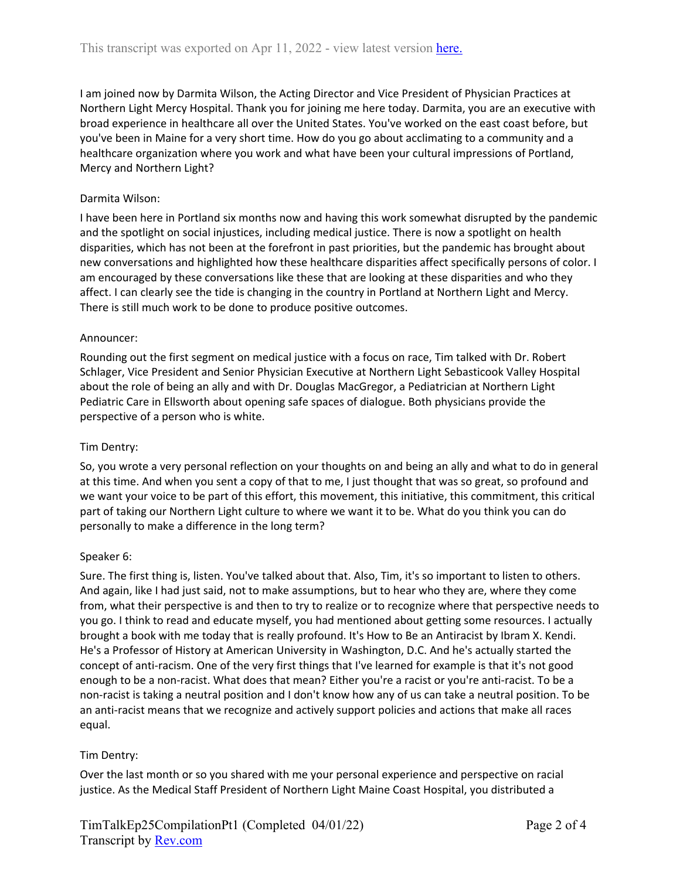I am joined now by Darmita Wilson, the Acting Director and Vice President of Physician Practices at Northern Light Mercy Hospital. Thank you for joining me here today. Darmita, you are an executive with broad experience in healthcare all over the United States. You've worked on the east coast before, but you've been in Maine for a very short time. How do you go about acclimating to a community and a healthcare organization where you work and what have been your cultural impressions of Portland, Mercy and Northern Light?

Darmita Wilson:

I have been here in Portland six months now and having this work somewhat disrupted by the pandemic and the spotlight on social injustices, including medical justice. There is now a spotlight on health disparities, which has not been at the forefront in past priorities, but the pandemic has brought about new conversations and highlighted how these healthcare disparities affect specifically persons of color. I am encouraged by these conversations like these that are looking at these disparities and who they affect. I can clearly see the tide is changing in the country in Portland at Northern Light and Mercy. There is still much work to be done to produce positive outcomes.

Announcer:

Rounding out the first segment on medical justice with a focus on race, Tim talked with Dr. Robert Schlager, Vice President and Senior Physician Executive at Northern Light Sebasticook Valley Hospital about the role of being an ally and with Dr. Douglas MacGregor, a Pediatrician at Northern Light Pediatric Care in Ellsworth about opening safe spaces of dialogue. Both physicians provide the perspective of a person who is white.

Tim Dentry:

So, you wrote a very personal reflection on your thoughts on and being an ally and what to do in general at this time. And when you sent a copy of that to me, I just thought that was so great, so profound and we want your voice to be part of this effort, this movement, this initiative, this commitment, this critical part of taking our Northern Light culture to where we want it to be. What do you think you can do personally to make a difference in the long term?

Speaker 6:

Sure. The first thing is, listen. You've talked about that. Also, Tim, it's so important to listen to others. And again, like I had just said, not to make assumptions, but to hear who they are, where they come from, what their perspective is and then to try to realize or to recognize where that perspective needs to you go. I think to read and educate myself, you had mentioned about getting some resources. I actually brought a book with me today that is really profound. It's How to Be an Antiracist by Ibram X. Kendi. He's a Professor of History at American University in Washington, D.C. And he's actually started the concept of anti-racism. One of the very first things that I've learned for example is that it's not good enough to be a non-racist. What does that mean? Either you're a racist or you're anti-racist. To be a non-racist is taking a neutral position and I don't know how any of us can take a neutral position. To be an anti-racist means that we recognize and actively support policies and actions that make all races equal.

Tim Dentry:

Over the last month or so you shared with me your personal experience and perspective on racial justice. As the Medical Staff President of Northern Light Maine Coast Hospital, you distributed a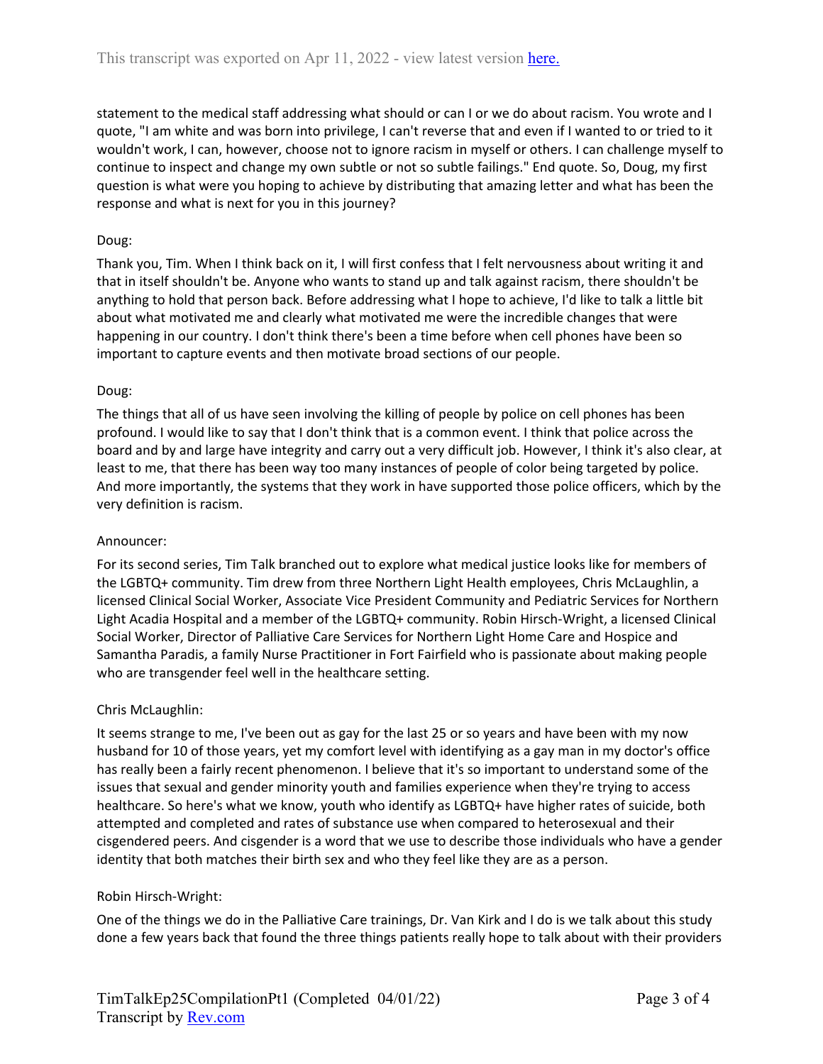statement to the medical staff addressing what should or can I or we do about racism. You wrote and I quote, "I am white and was born into privilege, I can't reverse that and even if I wanted to or tried to it wouldn't work, I can, however, choose not to ignore racism in myself or others. I can challenge myself to continue to inspect and change my own subtle or not so subtle failings." End quote. So, Doug, my first question is what were you hoping to achieve by distributing that amazing letter and what has been the response and what is next for you in this journey?

Doug:

Thank you, Tim. When I think back on it, I will first confess that I felt nervousness about writing it and that in itself shouldn't be. Anyone who wants to stand up and talk against racism, there shouldn't be anything to hold that person back. Before addressing what I hope to achieve, I'd like to talk a little bit about what motivated me and clearly what motivated me were the incredible changes that were happening in our country. I don't think there's been a time before when cell phones have been so important to capture events and then motivate broad sections of our people.

Doug:

The things that all of us have seen involving the killing of people by police on cell phones has been profound. I would like to say that I don't think that is a common event. I think that police across the board and by and large have integrity and carry out a very difficult job. However, I think it's also clear, at least to me, that there has been way too many instances of people of color being targeted by police. And more importantly, the systems that they work in have supported those police officers, which by the very definition is racism.

Announcer:

For its second series, Tim Talk branched out to explore what medical justice looks like for members of the LGBTQ+ community. Tim drew from three Northern Light Health employees, Chris McLaughlin, a licensed Clinical Social Worker, Associate Vice President Community and Pediatric Services for Northern Light Acadia Hospital and a member of the LGBTQ+ community. Robin Hirsch-Wright, a licensed Clinical Social Worker, Director of Palliative Care Services for Northern Light Home Care and Hospice and Samantha Paradis, a family Nurse Practitioner in Fort Fairfield who is passionate about making people who are transgender feel well in the healthcare setting.

Chris McLaughlin:

It seems strange to me, I've been out as gay for the last 25 or so years and have been with my now husband for 10 of those years, yet my comfort level with identifying as a gay man in my doctor's office has really been a fairly recent phenomenon. I believe that it's so important to understand some of the issues that sexual and gender minority youth and families experience when they're trying to access healthcare. So here's what we know, youth who identify as LGBTQ+ have higher rates of suicide, both attempted and completed and rates of substance use when compared to heterosexual and their cisgendered peers. And cisgender is a word that we use to describe those individuals who have a gender identity that both matches their birth sex and who they feel like they are as a person.

Robin Hirsch-Wright:

One of the things we do in the Palliative Care trainings, Dr. Van Kirk and I do is we talk about this study done a few years back that found the three things patients really hope to talk about with their providers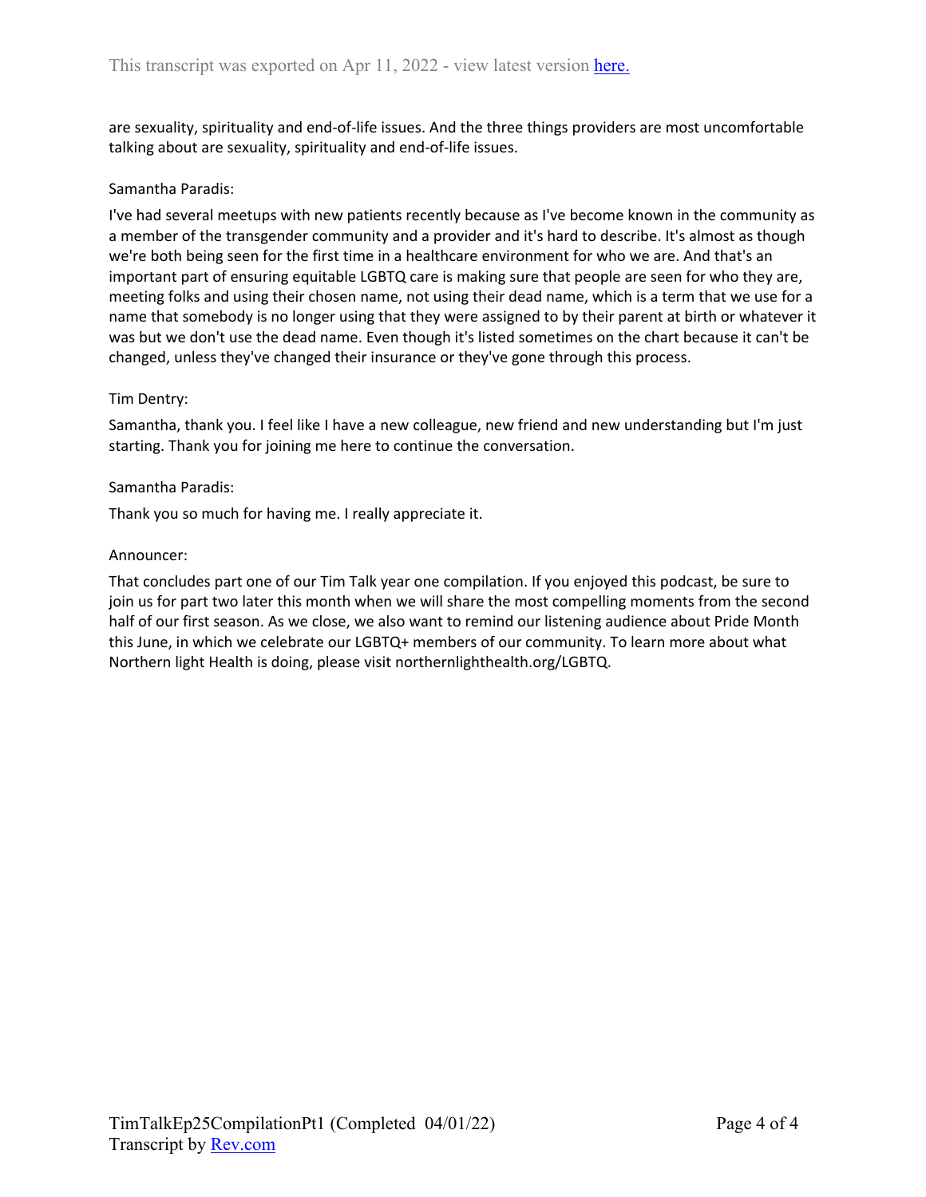are sexuality, spirituality and end-of-life issues. And the three things providers are most uncomfortable talking about are sexuality, spirituality and end-of-life issues.

Samantha Paradis:

I've had several meetups with new patients recently because as I've become known in the community as a member of the transgender community and a provider and it's hard to describe. It's almost as though we're both being seen for the first time in a healthcare environment for who we are. And that's an important part of ensuring equitable LGBTQ care is making sure that people are seen for who they are, meeting folks and using their chosen name, not using their dead name, which is a term that we use for a name that somebody is no longer using that they were assigned to by their parent at birth or whatever it was but we don't use the dead name. Even though it's listed sometimes on the chart because it can't be changed, unless they've changed their insurance or they've gone through this process.

Tim Dentry:

Samantha, thank you. I feel like I have a new colleague, new friend and new understanding but I'm just starting. Thank you for joining me here to continue the conversation.

Samantha Paradis:

Thank you so much for having me. I really appreciate it.

Announcer:

That concludes part one of our Tim Talk year one compilation. If you enjoyed this podcast, be sure to join us for part two later this month when we will share the most compelling moments from the second half of our first season. As we close, we also want to remind our listening audience about Pride Month this June, in which we celebrate our LGBTQ+ members of our community. To learn more about what Northern light Health is doing, please visit northernlighthealth.org/LGBTQ.